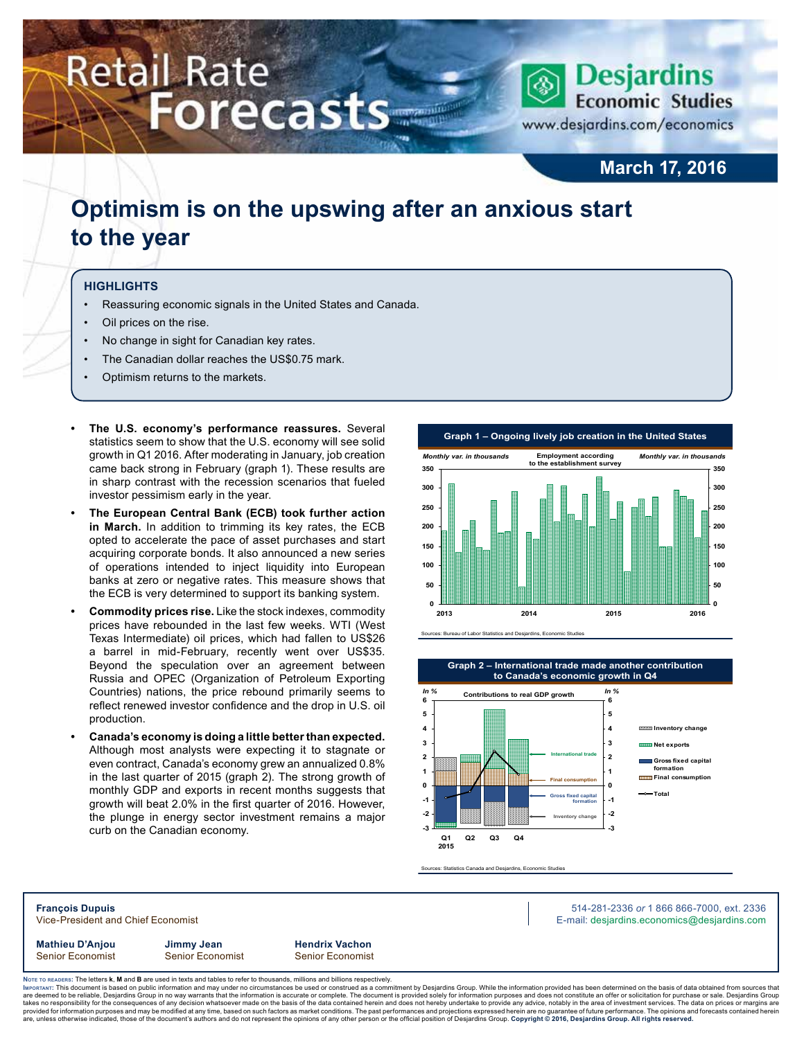# Retail Rate Forecasts

Desjardins Economic Studies
www.desjardins.com/economics

**March 17, 2016**

## Optimism is on the upswing after an anxious start to the year

### HIGHLIGHTS

- Reassuring economic signals in the United States and Canada.
- Oil prices on the rise.
- No change in sight for Canadian key rates.
- The Canadian dollar reaches the US$0.75 mark.
- Optimism returns to the markets.

- **The U.S. economy's performance reassures.** Several statistics seem to show that the U.S. economy will see solid growth in Q1 2016. After moderating in January, job creation came back strong in February (graph 1). These results are in sharp contrast with the recession scenarios that fueled investor pessimism early in the year.
- **The European Central Bank (ECB) took further action in March.** In addition to trimming its key rates, the ECB opted to accelerate the pace of asset purchases and start acquiring corporate bonds. It also announced a new series of operations intended to inject liquidity into European banks at zero or negative rates. This measure shows that the ECB is very determined to support its banking system.
- **Commodity prices rise.** Like the stock indexes, commodity prices have rebounded in the last few weeks. WTI (West Texas Intermediate) oil prices, which had fallen to US$26 a barrel in mid-February, recently went over US$35. Beyond the speculation over an agreement between Russia and OPEC (Organization of Petroleum Exporting Countries) nations, the price rebound primarily seems to reflect renewed investor confidence and the drop in U.S. oil production.
- **Canada's economy is doing a little better than expected.** Although most analysts were expecting it to stagnate or even contract, Canada's economy grew an annualized 0.8% in the last quarter of 2015 (graph 2). The strong growth of monthly GDP and exports in recent months suggests that growth will beat 2.0% in the first quarter of 2016. However, the plunge in energy sector investment remains a major curb on the Canadian economy.

**Graph 1 – Ongoing lively job creation in the United States**

Employment according to the establishment survey (Monthly var. in thousands)

Sources: Bureau of Labor Statistics and Desjardins, Economic Studies

**Graph 2 – International trade made another contribution to Canada's economic growth in Q4**

Contributions to real GDP growth (In %)

Sources: Statistics Canada and Desjardins, Economic Studies

**François Dupuis**
Vice-President and Chief Economist

514-281-2336 *or* 1 866 866-7000, ext. 2336
E-mail: desjardins.economics@desjardins.com

**Mathieu D'Anjou**
Senior Economist

**Jimmy Jean**
Senior Economist

**Hendrix Vachon**
Senior Economist

Note to readers: The letters **k**, **M** and **B** are used in texts and tables to refer to thousands, millions and billions respectively.
Important: This document is based on public information and may under no circumstances be used or construed as a commitment by Desjardins Group. While the information provided has been determined on the basis of data obtained from sources that are deemed to be reliable, Desjardins Group in no way warrants that the information is accurate or complete. The document is provided solely for information purposes and does not constitute an offer or solicitation for purchase or sale. Desjardins Group takes no responsibility for the consequences of any decision whatsoever made on the basis of the data contained herein and does not hereby undertake to provide any advice, notably in the area of investment services. The data on prices or margins are provided for information purposes and may be modified at any time, based on such factors as market conditions. The past performances and projections expressed herein are no guarantee of future performance. The opinions and forecasts contained herein are, unless otherwise indicated, those of the document's authors and do not represent the opinions of any other person or the official position of Desjardins Group. **Copyright © 2016, Desjardins Group. All rights reserved.**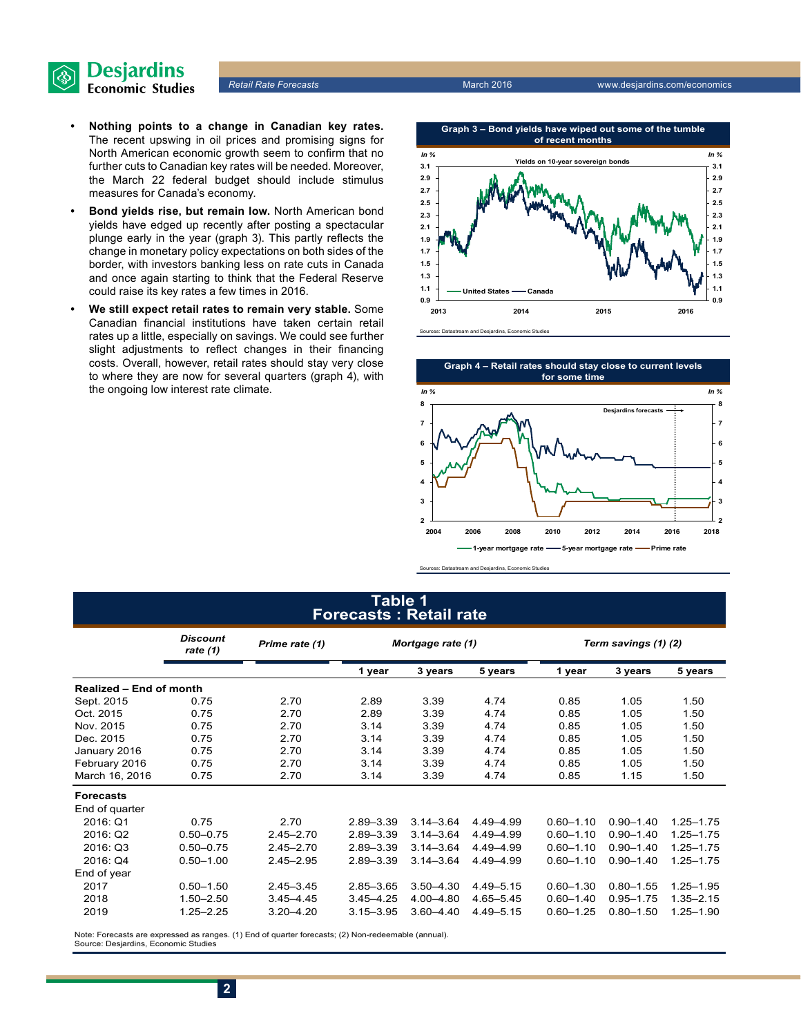- **Nothing points to a change in Canadian key rates.** The recent upswing in oil prices and promising signs for North American economic growth seem to confirm that no further cuts to Canadian key rates will be needed. Moreover, the March 22 federal budget should include stimulus measures for Canada's economy.
- **Bond yields rise, but remain low.** North American bond yields have edged up recently after posting a spectacular plunge early in the year (graph 3). This partly reflects the change in monetary policy expectations on both sides of the border, with investors banking less on rate cuts in Canada and once again starting to think that the Federal Reserve could raise its key rates a few times in 2016.
- **We still expect retail rates to remain very stable.** Some Canadian financial institutions have taken certain retail rates up a little, especially on savings. We could see further slight adjustments to reflect changes in their financing costs. Overall, however, retail rates should stay very close to where they are now for several quarters (graph 4), with the ongoing low interest rate climate.

**Graph 3 – Bond yields have wiped out some of the tumble of recent months**

Yields on 10-year sovereign bonds

Sources: Datastream and Desjardins, Economic Studies

**Graph 4 – Retail rates should stay close to current levels for some time**

Sources: Datastream and Desjardins, Economic Studies

## Table 1
## Forecasts : Retail rate

| | Discount rate (1) | Prime rate (1) | Mortgage rate (1) | | | Term savings (1) (2) | | |
|---|---|---|---|---|---|---|---|---|
| | | | 1 year | 3 years | 5 years | 1 year | 3 years | 5 years |
| **Realized – End of month** | | | | | | | | |
| Sept. 2015 | 0.75 | 2.70 | 2.89 | 3.39 | 4.74 | 0.85 | 1.05 | 1.50 |
| Oct. 2015 | 0.75 | 2.70 | 2.89 | 3.39 | 4.74 | 0.85 | 1.05 | 1.50 |
| Nov. 2015 | 0.75 | 2.70 | 3.14 | 3.39 | 4.74 | 0.85 | 1.05 | 1.50 |
| Dec. 2015 | 0.75 | 2.70 | 3.14 | 3.39 | 4.74 | 0.85 | 1.05 | 1.50 |
| January 2016 | 0.75 | 2.70 | 3.14 | 3.39 | 4.74 | 0.85 | 1.05 | 1.50 |
| February 2016 | 0.75 | 2.70 | 3.14 | 3.39 | 4.74 | 0.85 | 1.05 | 1.50 |
| March 16, 2016 | 0.75 | 2.70 | 3.14 | 3.39 | 4.74 | 0.85 | 1.15 | 1.50 |
| **Forecasts** | | | | | | | | |
| End of quarter | | | | | | | | |
| 2016: Q1 | 0.75 | 2.70 | 2.89–3.39 | 3.14–3.64 | 4.49–4.99 | 0.60–1.10 | 0.90–1.40 | 1.25–1.75 |
| 2016: Q2 | 0.50–0.75 | 2.45–2.70 | 2.89–3.39 | 3.14–3.64 | 4.49–4.99 | 0.60–1.10 | 0.90–1.40 | 1.25–1.75 |
| 2016: Q3 | 0.50–0.75 | 2.45–2.70 | 2.89–3.39 | 3.14–3.64 | 4.49–4.99 | 0.60–1.10 | 0.90–1.40 | 1.25–1.75 |
| 2016: Q4 | 0.50–1.00 | 2.45–2.95 | 2.89–3.39 | 3.14–3.64 | 4.49–4.99 | 0.60–1.10 | 0.90–1.40 | 1.25–1.75 |
| End of year | | | | | | | | |
| 2017 | 0.50–1.50 | 2.45–3.45 | 2.85–3.65 | 3.50–4.30 | 4.49–5.15 | 0.60–1.30 | 0.80–1.55 | 1.25–1.95 |
| 2018 | 1.50–2.50 | 3.45–4.45 | 3.45–4.25 | 4.00–4.80 | 4.65–5.45 | 0.60–1.40 | 0.95–1.75 | 1.35–2.15 |
| 2019 | 1.25–2.25 | 3.20–4.20 | 3.15–3.95 | 3.60–4.40 | 4.49–5.15 | 0.60–1.25 | 0.80–1.50 | 1.25–1.90 |

Note: Forecasts are expressed as ranges. (1) End of quarter forecasts; (2) Non-redeemable (annual).
Source: Desjardins, Economic Studies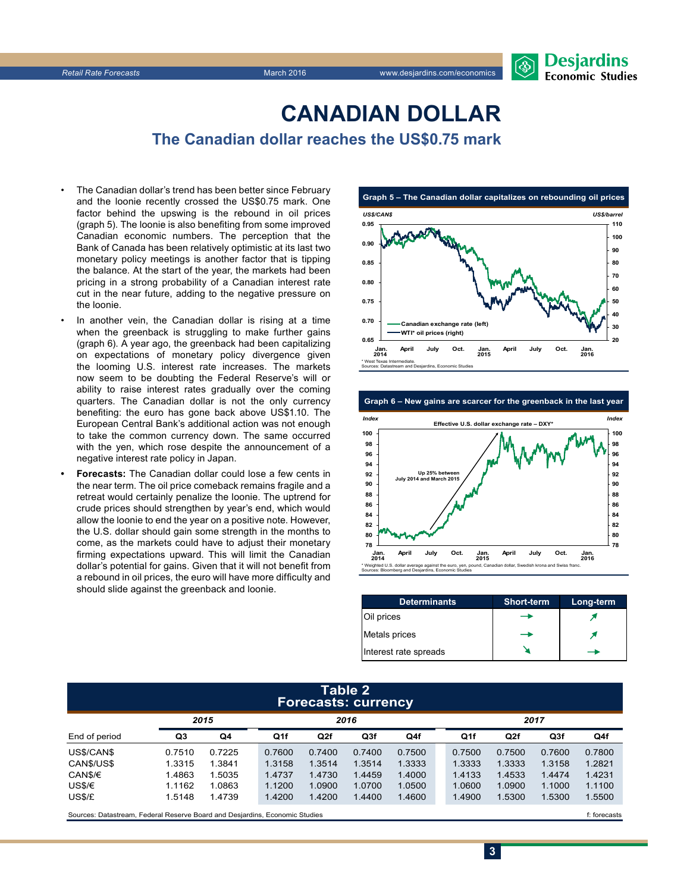# CANADIAN DOLLAR

## The Canadian dollar reaches the US$0.75 mark

- The Canadian dollar's trend has been better since February and the loonie recently crossed the US$0.75 mark. One factor behind the upswing is the rebound in oil prices (graph 5). The loonie is also benefiting from some improved Canadian economic numbers. The perception that the Bank of Canada has been relatively optimistic at its last two monetary policy meetings is another factor that is tipping the balance. At the start of the year, the markets had been pricing in a strong probability of a Canadian interest rate cut in the near future, adding to the negative pressure on the loonie.
- In another vein, the Canadian dollar is rising at a time when the greenback is struggling to make further gains (graph 6). A year ago, the greenback had been capitalizing on expectations of monetary policy divergence given the looming U.S. interest rate increases. The markets now seem to be doubting the Federal Reserve's will or ability to raise interest rates gradually over the coming quarters. The Canadian dollar is not the only currency benefiting: the euro has gone back above US$1.10. The European Central Bank's additional action was not enough to take the common currency down. The same occurred with the yen, which rose despite the announcement of a negative interest rate policy in Japan.
- **Forecasts:** The Canadian dollar could lose a few cents in the near term. The oil price comeback remains fragile and a retreat would certainly penalize the loonie. The uptrend for crude prices should strengthen by year's end, which would allow the loonie to end the year on a positive note. However, the U.S. dollar should gain some strength in the months to come, as the markets could have to adjust their monetary firming expectations upward. This will limit the Canadian dollar's potential for gains. Given that it will not benefit from a rebound in oil prices, the euro will have more difficulty and should slide against the greenback and loonie.

**Graph 5 – The Canadian dollar capitalizes on rebounding oil prices**

\* West Texas Intermediate.
Sources: Datastream and Desjardins, Economic Studies

**Graph 6 – New gains are scarcer for the greenback in the last year**

\* Weighted U.S. dollar average against the euro, yen, pound, Canadian dollar, Swedish krona and Swiss franc.
Sources: Bloomberg and Desjardins, Economic Studies

| Determinants | Short-term | Long-term |
|---|---|---|
| Oil prices | → | ↗ |
| Metals prices | → | ↗ |
| Interest rate spreads | ↘ | → |

**Table 2**
**Forecasts: currency**

| | 2015 | | 2016 | | | | 2017 | | | |
|---|---|---|---|---|---|---|---|---|---|---|
| End of period | Q3 | Q4 | Q1f | Q2f | Q3f | Q4f | Q1f | Q2f | Q3f | Q4f |
| US$/CAN$ | 0.7510 | 0.7225 | 0.7600 | 0.7400 | 0.7400 | 0.7500 | 0.7500 | 0.7500 | 0.7600 | 0.7800 |
| CAN$/US$ | 1.3315 | 1.3841 | 1.3158 | 1.3514 | 1.3514 | 1.3333 | 1.3333 | 1.3333 | 1.3158 | 1.2821 |
| CAN$/€ | 1.4863 | 1.5035 | 1.4737 | 1.4730 | 1.4459 | 1.4000 | 1.4133 | 1.4533 | 1.4474 | 1.4231 |
| US$/€ | 1.1162 | 1.0863 | 1.1200 | 1.0900 | 1.0700 | 1.0500 | 1.0600 | 1.0900 | 1.1000 | 1.1100 |
| US$/£ | 1.5148 | 1.4739 | 1.4200 | 1.4200 | 1.4400 | 1.4600 | 1.4900 | 1.5300 | 1.5300 | 1.5500 |

Sources: Datastream, Federal Reserve Board and Desjardins, Economic Studies — f: forecasts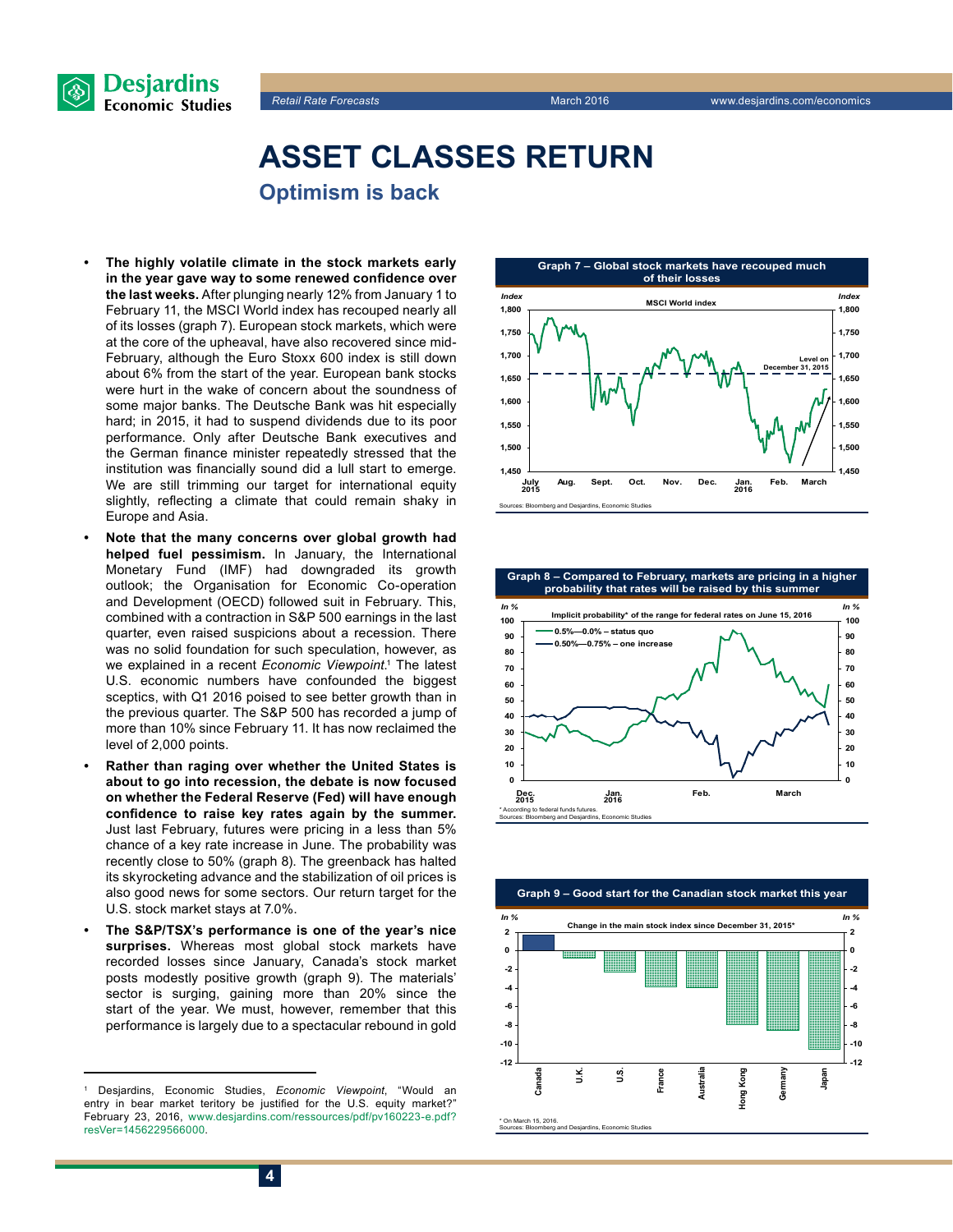# ASSET CLASSES RETURN

## Optimism is back

- **The highly volatile climate in the stock markets early in the year gave way to some renewed confidence over the last weeks.** After plunging nearly 12% from January 1 to February 11, the MSCI World index has recouped nearly all of its losses (graph 7). European stock markets, which were at the core of the upheaval, have also recovered since mid-February, although the Euro Stoxx 600 index is still down about 6% from the start of the year. European bank stocks were hurt in the wake of concern about the soundness of some major banks. The Deutsche Bank was hit especially hard; in 2015, it had to suspend dividends due to its poor performance. Only after Deutsche Bank executives and the German finance minister repeatedly stressed that the institution was financially sound did a lull start to emerge. We are still trimming our target for international equity slightly, reflecting a climate that could remain shaky in Europe and Asia.
- **Note that the many concerns over global growth had helped fuel pessimism.** In January, the International Monetary Fund (IMF) had downgraded its growth outlook; the Organisation for Economic Co-operation and Development (OECD) followed suit in February. This, combined with a contraction in S&P 500 earnings in the last quarter, even raised suspicions about a recession. There was no solid foundation for such speculation, however, as we explained in a recent *Economic Viewpoint*.[1] The latest U.S. economic numbers have confounded the biggest sceptics, with Q1 2016 poised to see better growth than in the previous quarter. The S&P 500 has recorded a jump of more than 10% since February 11. It has now reclaimed the level of 2,000 points.
- **Rather than raging over whether the United States is about to go into recession, the debate is now focused on whether the Federal Reserve (Fed) will have enough confidence to raise key rates again by the summer.** Just last February, futures were pricing in a less than 5% chance of a key rate increase in June. The probability was recently close to 50% (graph 8). The greenback has halted its skyrocketing advance and the stabilization of oil prices is also good news for some sectors. Our return target for the U.S. stock market stays at 7.0%.
- **The S&P/TSX's performance is one of the year's nice surprises.** Whereas most global stock markets have recorded losses since January, Canada's stock market posts modestly positive growth (graph 9). The materials' sector is surging, gaining more than 20% since the start of the year. We must, however, remember that this performance is largely due to a spectacular rebound in gold

Graph 7 – Global stock markets have recouped much of their losses

Sources: Bloomberg and Desjardins, Economic Studies

Graph 8 – Compared to February, markets are pricing in a higher probability that rates will be raised by this summer

\* According to federal funds futures.
Sources: Bloomberg and Desjardins, Economic Studies

Graph 9 – Good start for the Canadian stock market this year

\* On March 15, 2016.
Sources: Bloomberg and Desjardins, Economic Studies

---

[1] Desjardins, Economic Studies, *Economic Viewpoint*, "Would an entry in bear market teritory be justified for the U.S. equity market?" February 23, 2016, www.desjardins.com/ressources/pdf/pv160223-e.pdf?resVer=1456229566000.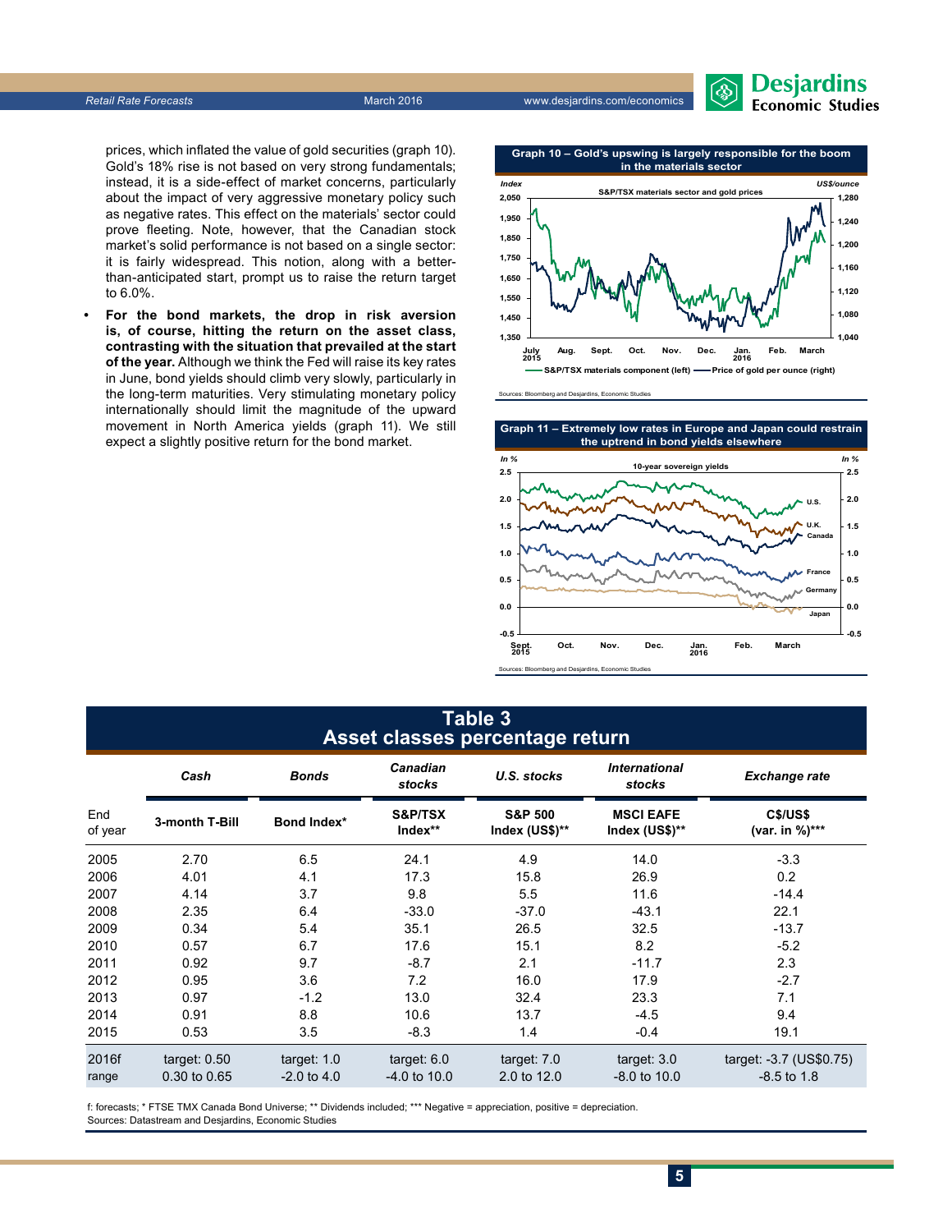prices, which inflated the value of gold securities (graph 10). Gold's 18% rise is not based on very strong fundamentals; instead, it is a side-effect of market concerns, particularly about the impact of very aggressive monetary policy such as negative rates. This effect on the materials' sector could prove fleeting. Note, however, that the Canadian stock market's solid performance is not based on a single sector: it is fairly widespread. This notion, along with a better-than-anticipated start, prompt us to raise the return target to 6.0%.

- **For the bond markets, the drop in risk aversion is, of course, hitting the return on the asset class, contrasting with the situation that prevailed at the start of the year.** Although we think the Fed will raise its key rates in June, bond yields should climb very slowly, particularly in the long-term maturities. Very stimulating monetary policy internationally should limit the magnitude of the upward movement in North America yields (graph 11). We still expect a slightly positive return for the bond market.

**Graph 10 – Gold's upswing is largely responsible for the boom in the materials sector**

Index

US$/ounce

S&P/TSX materials sector and gold prices

2,050
1,950
1,850
1,750
1,650
1,550
1,450
1,350

1,280
1,240
1,200
1,160
1,120
1,080
1,040

July 2015 Aug. Sept. Oct. Nov. Dec. Jan. 2016 Feb. March

S&P/TSX materials component (left) — Price of gold per ounce (right)

Sources: Bloomberg and Desjardins, Economic Studies

**Graph 11 – Extremely low rates in Europe and Japan could restrain the uptrend in bond yields elsewhere**

In %

In %

10-year sovereign yields

2.5
2.0
1.5
1.0
0.5
0.0
-0.5

U.S.
U.K.
Canada
France
Germany
Japan

Sept. 2015 Oct. Nov. Dec. Jan. 2016 Feb. March

Sources: Bloomberg and Desjardins, Economic Studies

## Table 3
## Asset classes percentage return

| | *Cash* | *Bonds* | *Canadian stocks* | *U.S. stocks* | *International stocks* | *Exchange rate* |
|---|---|---|---|---|---|---|
| End of year | **3-month T-Bill** | **Bond Index*** | **S&P/TSX Index**** | **S&P 500 Index (US$)**** | **MSCI EAFE Index (US$)**** | **C$/US$ (var. in %)***** |
| 2005 | 2.70 | 6.5 | 24.1 | 4.9 | 14.0 | -3.3 |
| 2006 | 4.01 | 4.1 | 17.3 | 15.8 | 26.9 | 0.2 |
| 2007 | 4.14 | 3.7 | 9.8 | 5.5 | 11.6 | -14.4 |
| 2008 | 2.35 | 6.4 | -33.0 | -37.0 | -43.1 | 22.1 |
| 2009 | 0.34 | 5.4 | 35.1 | 26.5 | 32.5 | -13.7 |
| 2010 | 0.57 | 6.7 | 17.6 | 15.1 | 8.2 | -5.2 |
| 2011 | 0.92 | 9.7 | -8.7 | 2.1 | -11.7 | 2.3 |
| 2012 | 0.95 | 3.6 | 7.2 | 16.0 | 17.9 | -2.7 |
| 2013 | 0.97 | -1.2 | 13.0 | 32.4 | 23.3 | 7.1 |
| 2014 | 0.91 | 8.8 | 10.6 | 13.7 | -4.5 | 9.4 |
| 2015 | 0.53 | 3.5 | -8.3 | 1.4 | -0.4 | 19.1 |
| 2016f | target: 0.50 | target: 1.0 | target: 6.0 | target: 7.0 | target: 3.0 | target: -3.7 (US$0.75) |
| range | 0.30 to 0.65 | -2.0 to 4.0 | -4.0 to 10.0 | 2.0 to 12.0 | -8.0 to 10.0 | -8.5 to 1.8 |

f: forecasts; * FTSE TMX Canada Bond Universe; ** Dividends included; *** Negative = appreciation, positive = depreciation.
Sources: Datastream and Desjardins, Economic Studies